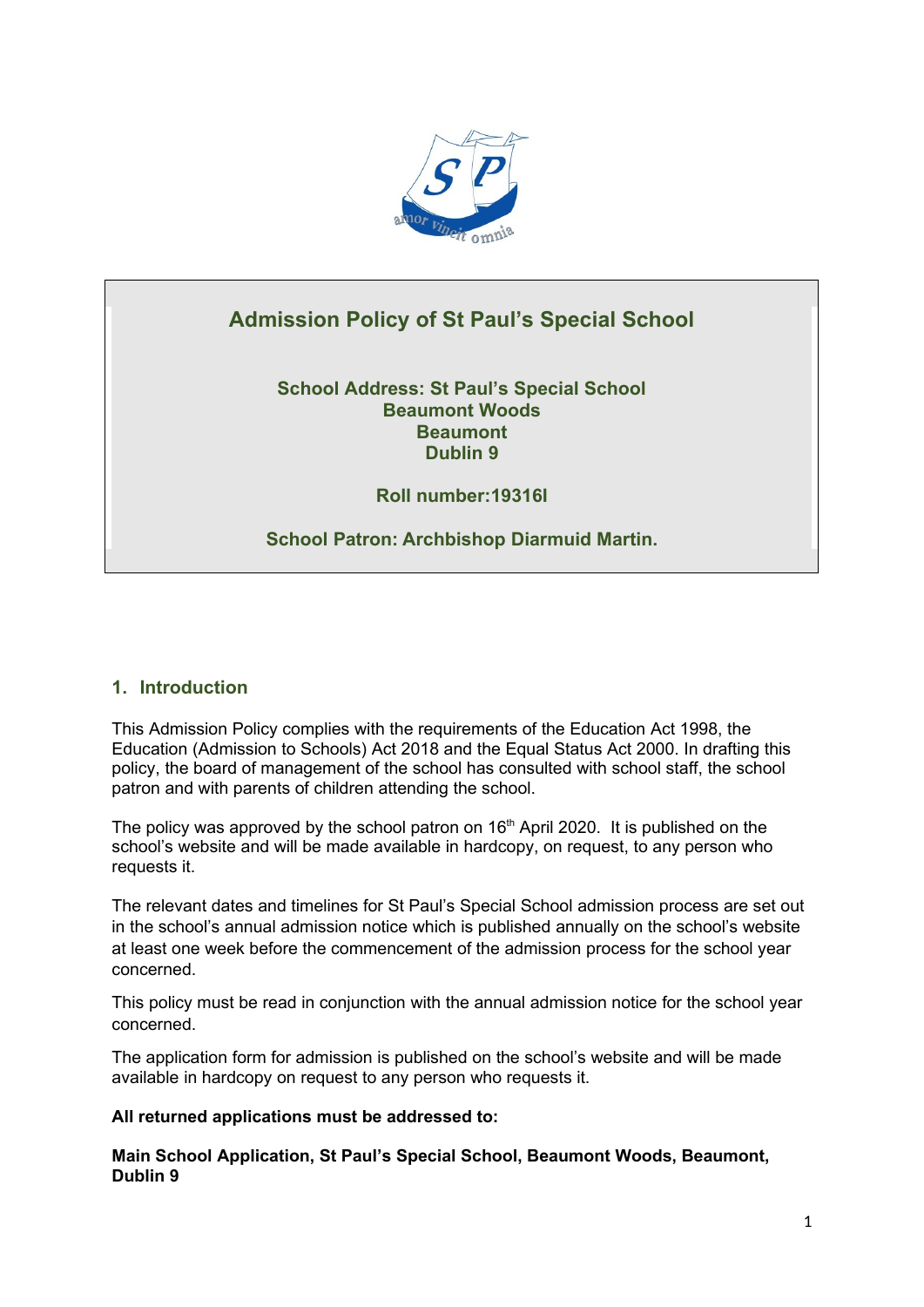# Admission Policy of St Paul's Special School

**School Address: St Paul's Special School**
**Beaumont Woods**
**Beaumont**
**Dublin 9**

**Roll number:19316I**

**School Patron: Archbishop Diarmuid Martin.**

## 1. Introduction

This Admission Policy complies with the requirements of the Education Act 1998, the Education (Admission to Schools) Act 2018 and the Equal Status Act 2000. In drafting this policy, the board of management of the school has consulted with school staff, the school patron and with parents of children attending the school.

The policy was approved by the school patron on 16th April 2020. It is published on the school's website and will be made available in hardcopy, on request, to any person who requests it.

The relevant dates and timelines for St Paul's Special School admission process are set out in the school's annual admission notice which is published annually on the school's website at least one week before the commencement of the admission process for the school year concerned.

This policy must be read in conjunction with the annual admission notice for the school year concerned.

The application form for admission is published on the school's website and will be made available in hardcopy on request to any person who requests it.

**All returned applications must be addressed to:**

**Main School Application, St Paul's Special School, Beaumont Woods, Beaumont, Dublin 9**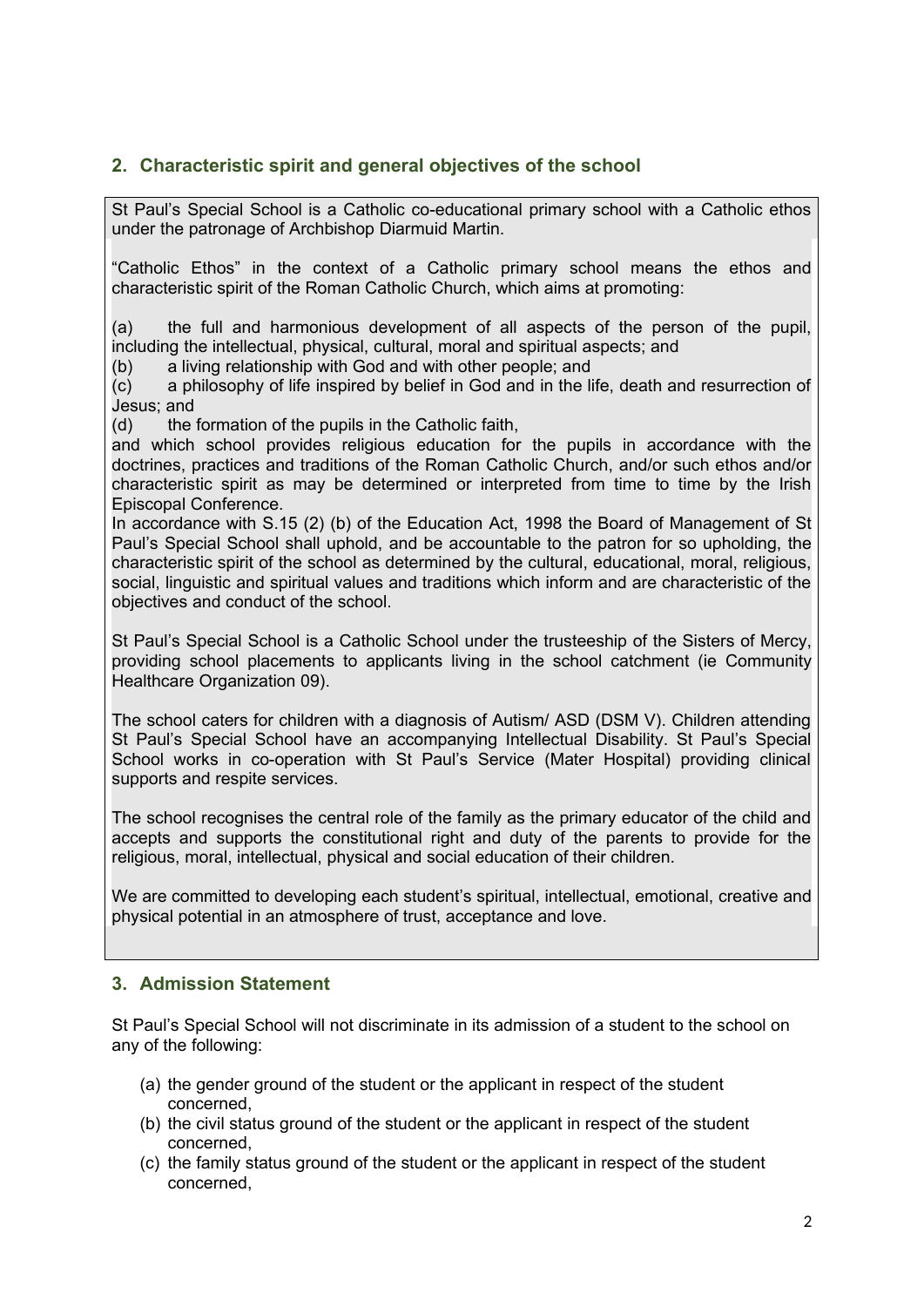## 2. Characteristic spirit and general objectives of the school

St Paul's Special School is a Catholic co-educational primary school with a Catholic ethos under the patronage of Archbishop Diarmuid Martin.

"Catholic Ethos" in the context of a Catholic primary school means the ethos and characteristic spirit of the Roman Catholic Church, which aims at promoting:

(a) the full and harmonious development of all aspects of the person of the pupil, including the intellectual, physical, cultural, moral and spiritual aspects; and
(b) a living relationship with God and with other people; and
(c) a philosophy of life inspired by belief in God and in the life, death and resurrection of Jesus; and
(d) the formation of the pupils in the Catholic faith,

and which school provides religious education for the pupils in accordance with the doctrines, practices and traditions of the Roman Catholic Church, and/or such ethos and/or characteristic spirit as may be determined or interpreted from time to time by the Irish Episcopal Conference.

In accordance with S.15 (2) (b) of the Education Act, 1998 the Board of Management of St Paul's Special School shall uphold, and be accountable to the patron for so upholding, the characteristic spirit of the school as determined by the cultural, educational, moral, religious, social, linguistic and spiritual values and traditions which inform and are characteristic of the objectives and conduct of the school.

St Paul's Special School is a Catholic School under the trusteeship of the Sisters of Mercy, providing school placements to applicants living in the school catchment (ie Community Healthcare Organization 09).

The school caters for children with a diagnosis of Autism/ ASD (DSM V). Children attending St Paul's Special School have an accompanying Intellectual Disability. St Paul's Special School works in co-operation with St Paul's Service (Mater Hospital) providing clinical supports and respite services.

The school recognises the central role of the family as the primary educator of the child and accepts and supports the constitutional right and duty of the parents to provide for the religious, moral, intellectual, physical and social education of their children.

We are committed to developing each student's spiritual, intellectual, emotional, creative and physical potential in an atmosphere of trust, acceptance and love.

## 3. Admission Statement

St Paul's Special School will not discriminate in its admission of a student to the school on any of the following:

(a) the gender ground of the student or the applicant in respect of the student concerned,
(b) the civil status ground of the student or the applicant in respect of the student concerned,
(c) the family status ground of the student or the applicant in respect of the student concerned,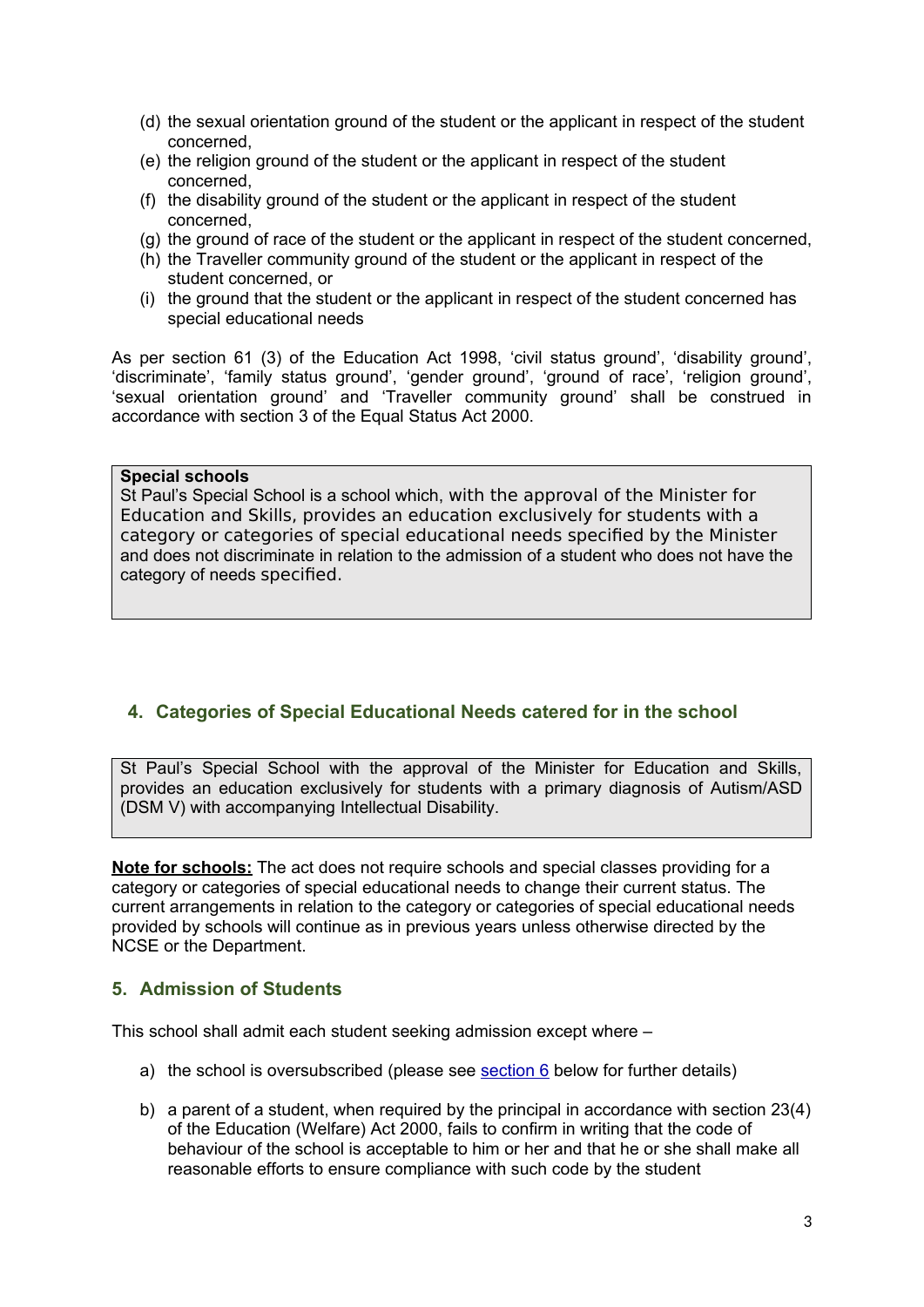(d) the sexual orientation ground of the student or the applicant in respect of the student concerned,
(e) the religion ground of the student or the applicant in respect of the student concerned,
(f) the disability ground of the student or the applicant in respect of the student concerned,
(g) the ground of race of the student or the applicant in respect of the student concerned,
(h) the Traveller community ground of the student or the applicant in respect of the student concerned, or
(i) the ground that the student or the applicant in respect of the student concerned has special educational needs

As per section 61 (3) of the Education Act 1998, 'civil status ground', 'disability ground', 'discriminate', 'family status ground', 'gender ground', 'ground of race', 'religion ground', 'sexual orientation ground' and 'Traveller community ground' shall be construed in accordance with section 3 of the Equal Status Act 2000.

**Special schools**
St Paul's Special School is a school which, with the approval of the Minister for Education and Skills, provides an education exclusively for students with a category or categories of special educational needs specified by the Minister and does not discriminate in relation to the admission of a student who does not have the category of needs specified.

## 4. Categories of Special Educational Needs catered for in the school

St Paul's Special School with the approval of the Minister for Education and Skills, provides an education exclusively for students with a primary diagnosis of Autism/ASD (DSM V) with accompanying Intellectual Disability.

**<u>Note for schools:</u>** The act does not require schools and special classes providing for a category or categories of special educational needs to change their current status. The current arrangements in relation to the category or categories of special educational needs provided by schools will continue as in previous years unless otherwise directed by the NCSE or the Department.

## 5. Admission of Students

This school shall admit each student seeking admission except where –

a) the school is oversubscribed (please see section 6 below for further details)

b) a parent of a student, when required by the principal in accordance with section 23(4) of the Education (Welfare) Act 2000, fails to confirm in writing that the code of behaviour of the school is acceptable to him or her and that he or she shall make all reasonable efforts to ensure compliance with such code by the student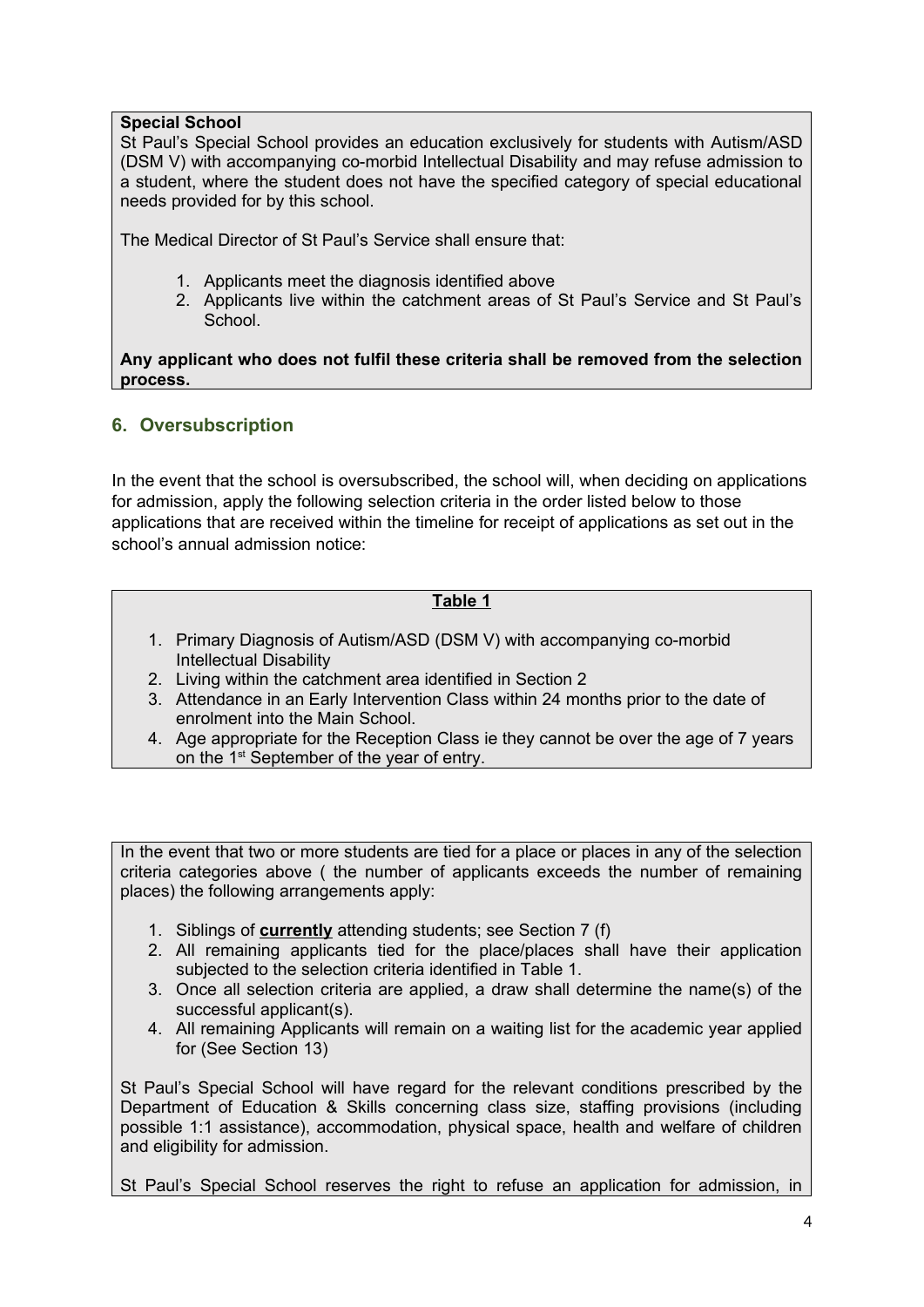**Special School**

St Paul's Special School provides an education exclusively for students with Autism/ASD (DSM V) with accompanying co-morbid Intellectual Disability and may refuse admission to a student, where the student does not have the specified category of special educational needs provided for by this school.

The Medical Director of St Paul's Service shall ensure that:

1. Applicants meet the diagnosis identified above
2. Applicants live within the catchment areas of St Paul's Service and St Paul's School.

**Any applicant who does not fulfil these criteria shall be removed from the selection process.**

## 6. Oversubscription

In the event that the school is oversubscribed, the school will, when deciding on applications for admission, apply the following selection criteria in the order listed below to those applications that are received within the timeline for receipt of applications as set out in the school's annual admission notice:

**Table 1**

1. Primary Diagnosis of Autism/ASD (DSM V) with accompanying co-morbid Intellectual Disability
2. Living within the catchment area identified in Section 2
3. Attendance in an Early Intervention Class within 24 months prior to the date of enrolment into the Main School.
4. Age appropriate for the Reception Class ie they cannot be over the age of 7 years on the 1st September of the year of entry.

In the event that two or more students are tied for a place or places in any of the selection criteria categories above ( the number of applicants exceeds the number of remaining places) the following arrangements apply:

1. Siblings of **currently** attending students; see Section 7 (f)
2. All remaining applicants tied for the place/places shall have their application subjected to the selection criteria identified in Table 1.
3. Once all selection criteria are applied, a draw shall determine the name(s) of the successful applicant(s).
4. All remaining Applicants will remain on a waiting list for the academic year applied for (See Section 13)

St Paul's Special School will have regard for the relevant conditions prescribed by the Department of Education & Skills concerning class size, staffing provisions (including possible 1:1 assistance), accommodation, physical space, health and welfare of children and eligibility for admission.

St Paul's Special School reserves the right to refuse an application for admission, in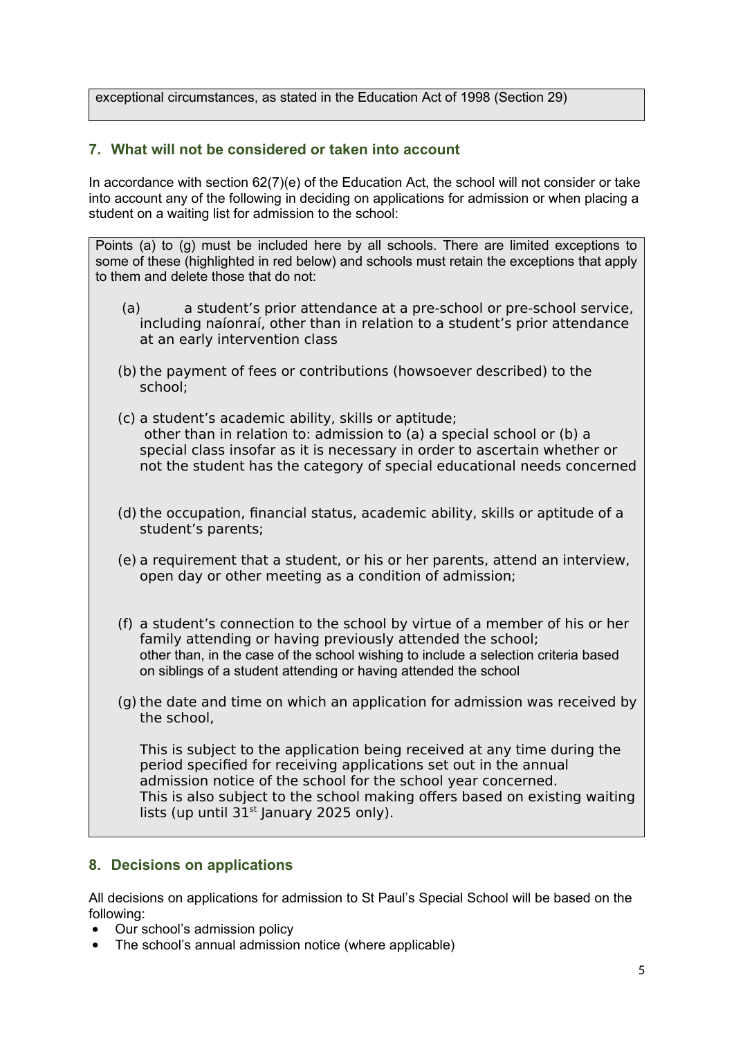exceptional circumstances, as stated in the Education Act of 1998 (Section 29)

## 7. What will not be considered or taken into account

In accordance with section 62(7)(e) of the Education Act, the school will not consider or take into account any of the following in deciding on applications for admission or when placing a student on a waiting list for admission to the school:

Points (a) to (g) must be included here by all schools. There are limited exceptions to some of these (highlighted in red below) and schools must retain the exceptions that apply to them and delete those that do not:

(a) a student's prior attendance at a pre-school or pre-school service, including naíonraí, other than in relation to a student's prior attendance at an early intervention class

(b) the payment of fees or contributions (howsoever described) to the school;

(c) a student's academic ability, skills or aptitude;
other than in relation to: admission to (a) a special school or (b) a special class insofar as it is necessary in order to ascertain whether or not the student has the category of special educational needs concerned

(d) the occupation, financial status, academic ability, skills or aptitude of a student's parents;

(e) a requirement that a student, or his or her parents, attend an interview, open day or other meeting as a condition of admission;

(f) a student's connection to the school by virtue of a member of his or her family attending or having previously attended the school;
other than, in the case of the school wishing to include a selection criteria based on siblings of a student attending or having attended the school

(g) the date and time on which an application for admission was received by the school,

This is subject to the application being received at any time during the period specified for receiving applications set out in the annual admission notice of the school for the school year concerned.
This is also subject to the school making offers based on existing waiting lists (up until 31st January 2025 only).

## 8. Decisions on applications

All decisions on applications for admission to St Paul's Special School will be based on the following:

- Our school's admission policy
- The school's annual admission notice (where applicable)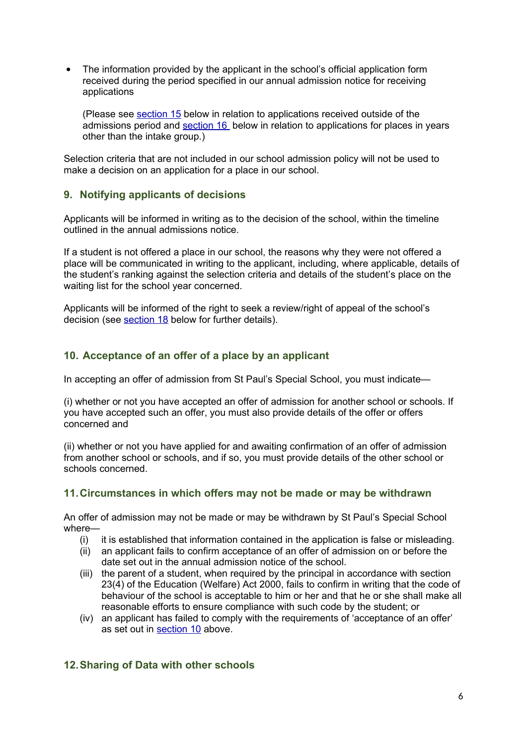- The information provided by the applicant in the school's official application form received during the period specified in our annual admission notice for receiving applications

  (Please see section 15 below in relation to applications received outside of the admissions period and section 16 below in relation to applications for places in years other than the intake group.)

Selection criteria that are not included in our school admission policy will not be used to make a decision on an application for a place in our school.

## 9. Notifying applicants of decisions

Applicants will be informed in writing as to the decision of the school, within the timeline outlined in the annual admissions notice.

If a student is not offered a place in our school, the reasons why they were not offered a place will be communicated in writing to the applicant, including, where applicable, details of the student's ranking against the selection criteria and details of the student's place on the waiting list for the school year concerned.

Applicants will be informed of the right to seek a review/right of appeal of the school's decision (see section 18 below for further details).

## 10. Acceptance of an offer of a place by an applicant

In accepting an offer of admission from St Paul's Special School, you must indicate—

(i) whether or not you have accepted an offer of admission for another school or schools. If you have accepted such an offer, you must also provide details of the offer or offers concerned and

(ii) whether or not you have applied for and awaiting confirmation of an offer of admission from another school or schools, and if so, you must provide details of the other school or schools concerned.

## 11. Circumstances in which offers may not be made or may be withdrawn

An offer of admission may not be made or may be withdrawn by St Paul's Special School where—

(i) it is established that information contained in the application is false or misleading.

(ii) an applicant fails to confirm acceptance of an offer of admission on or before the date set out in the annual admission notice of the school.

(iii) the parent of a student, when required by the principal in accordance with section 23(4) of the Education (Welfare) Act 2000, fails to confirm in writing that the code of behaviour of the school is acceptable to him or her and that he or she shall make all reasonable efforts to ensure compliance with such code by the student; or

(iv) an applicant has failed to comply with the requirements of 'acceptance of an offer' as set out in section 10 above.

## 12. Sharing of Data with other schools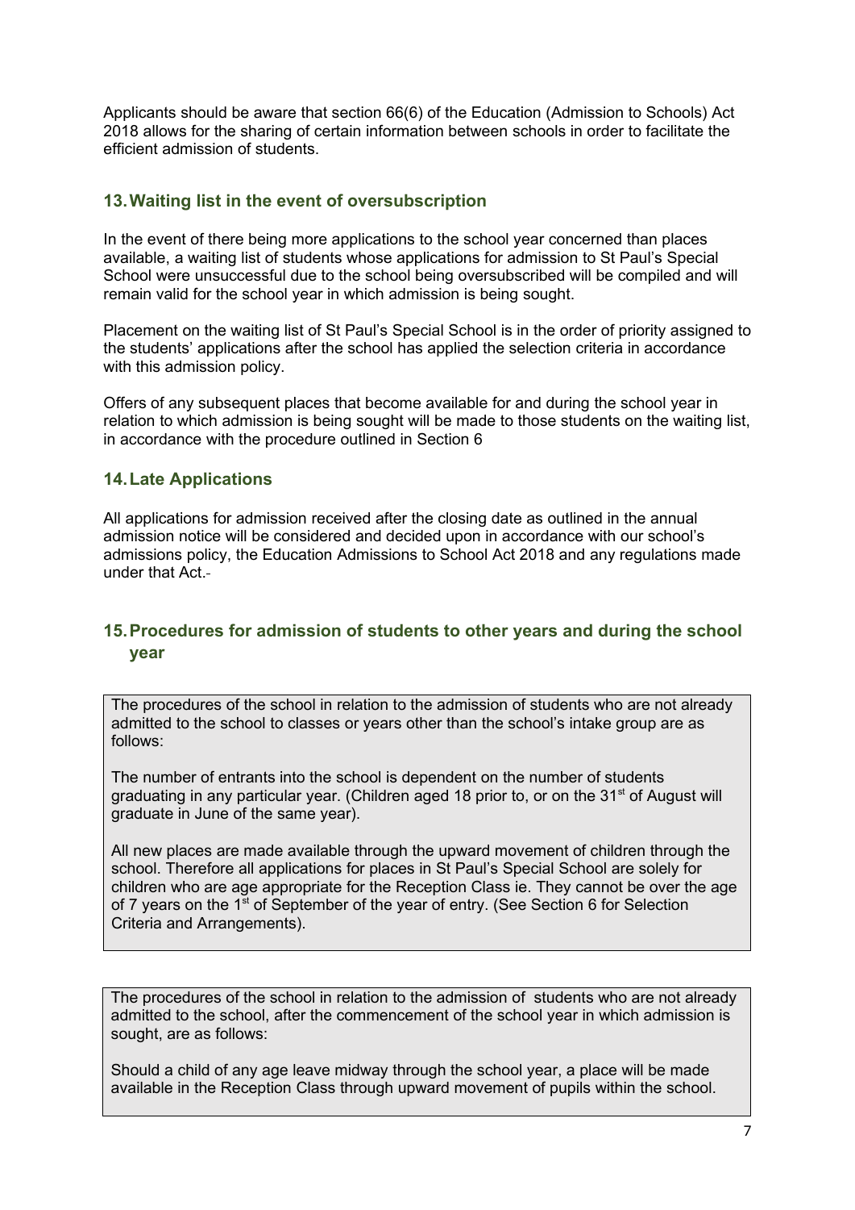Applicants should be aware that section 66(6) of the Education (Admission to Schools) Act 2018 allows for the sharing of certain information between schools in order to facilitate the efficient admission of students.

## 13. Waiting list in the event of oversubscription

In the event of there being more applications to the school year concerned than places available, a waiting list of students whose applications for admission to St Paul's Special School were unsuccessful due to the school being oversubscribed will be compiled and will remain valid for the school year in which admission is being sought.

Placement on the waiting list of St Paul's Special School is in the order of priority assigned to the students' applications after the school has applied the selection criteria in accordance with this admission policy.

Offers of any subsequent places that become available for and during the school year in relation to which admission is being sought will be made to those students on the waiting list, in accordance with the procedure outlined in Section 6

## 14. Late Applications

All applications for admission received after the closing date as outlined in the annual admission notice will be considered and decided upon in accordance with our school's admissions policy, the Education Admissions to School Act 2018 and any regulations made under that Act.

## 15. Procedures for admission of students to other years and during the school year

The procedures of the school in relation to the admission of students who are not already admitted to the school to classes or years other than the school's intake group are as follows:

The number of entrants into the school is dependent on the number of students graduating in any particular year. (Children aged 18 prior to, or on the 31st of August will graduate in June of the same year).

All new places are made available through the upward movement of children through the school. Therefore all applications for places in St Paul's Special School are solely for children who are age appropriate for the Reception Class ie. They cannot be over the age of 7 years on the 1st of September of the year of entry. (See Section 6 for Selection Criteria and Arrangements).

The procedures of the school in relation to the admission of students who are not already admitted to the school, after the commencement of the school year in which admission is sought, are as follows:

Should a child of any age leave midway through the school year, a place will be made available in the Reception Class through upward movement of pupils within the school.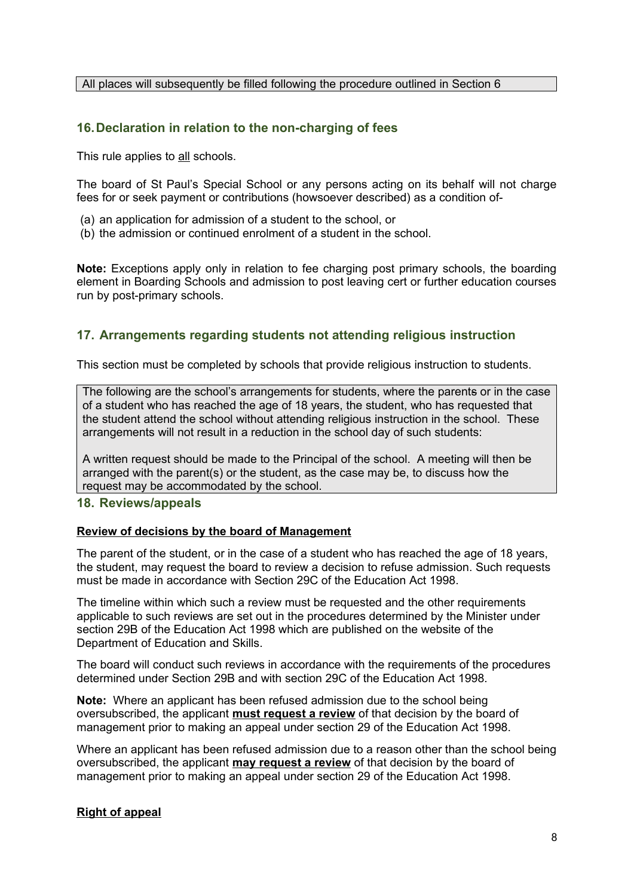All places will subsequently be filled following the procedure outlined in Section 6

## 16. Declaration in relation to the non-charging of fees

This rule applies to all schools.

The board of St Paul's Special School or any persons acting on its behalf will not charge fees for or seek payment or contributions (howsoever described) as a condition of-

(a) an application for admission of a student to the school, or
(b) the admission or continued enrolment of a student in the school.

**Note:** Exceptions apply only in relation to fee charging post primary schools, the boarding element in Boarding Schools and admission to post leaving cert or further education courses run by post-primary schools.

## 17. Arrangements regarding students not attending religious instruction

This section must be completed by schools that provide religious instruction to students.

The following are the school's arrangements for students, where the parents or in the case of a student who has reached the age of 18 years, the student, who has requested that the student attend the school without attending religious instruction in the school. These arrangements will not result in a reduction in the school day of such students:

A written request should be made to the Principal of the school. A meeting will then be arranged with the parent(s) or the student, as the case may be, to discuss how the request may be accommodated by the school.

## 18. Reviews/appeals

**Review of decisions by the board of Management**

The parent of the student, or in the case of a student who has reached the age of 18 years, the student, may request the board to review a decision to refuse admission. Such requests must be made in accordance with Section 29C of the Education Act 1998.

The timeline within which such a review must be requested and the other requirements applicable to such reviews are set out in the procedures determined by the Minister under section 29B of the Education Act 1998 which are published on the website of the Department of Education and Skills.

The board will conduct such reviews in accordance with the requirements of the procedures determined under Section 29B and with section 29C of the Education Act 1998.

**Note:** Where an applicant has been refused admission due to the school being oversubscribed, the applicant **must request a review** of that decision by the board of management prior to making an appeal under section 29 of the Education Act 1998.

Where an applicant has been refused admission due to a reason other than the school being oversubscribed, the applicant **may request a review** of that decision by the board of management prior to making an appeal under section 29 of the Education Act 1998.

**Right of appeal**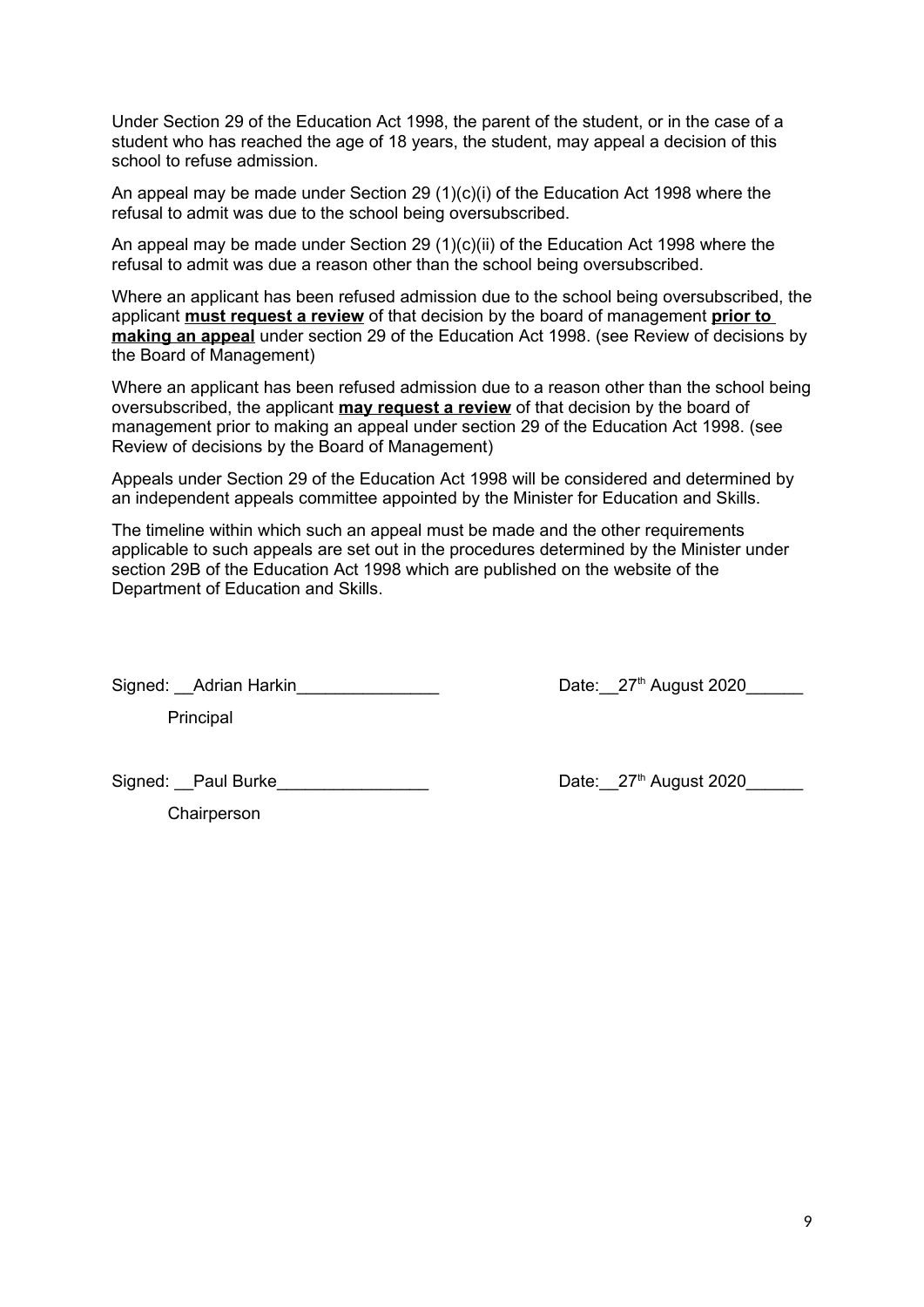Under Section 29 of the Education Act 1998, the parent of the student, or in the case of a student who has reached the age of 18 years, the student, may appeal a decision of this school to refuse admission.

An appeal may be made under Section 29 (1)(c)(i) of the Education Act 1998 where the refusal to admit was due to the school being oversubscribed.

An appeal may be made under Section 29 (1)(c)(ii) of the Education Act 1998 where the refusal to admit was due a reason other than the school being oversubscribed.

Where an applicant has been refused admission due to the school being oversubscribed, the applicant **must request a review** of that decision by the board of management **prior to making an appeal** under section 29 of the Education Act 1998. (see Review of decisions by the Board of Management)

Where an applicant has been refused admission due to a reason other than the school being oversubscribed, the applicant **may request a review** of that decision by the board of management prior to making an appeal under section 29 of the Education Act 1998. (see Review of decisions by the Board of Management)

Appeals under Section 29 of the Education Act 1998 will be considered and determined by an independent appeals committee appointed by the Minister for Education and Skills.

The timeline within which such an appeal must be made and the other requirements applicable to such appeals are set out in the procedures determined by the Minister under section 29B of the Education Act 1998 which are published on the website of the Department of Education and Skills.

Signed: __Adrian Harkin_______________ Date:__27th August 2020______

Principal

Signed: __Paul Burke________________ Date:__27th August 2020______

Chairperson